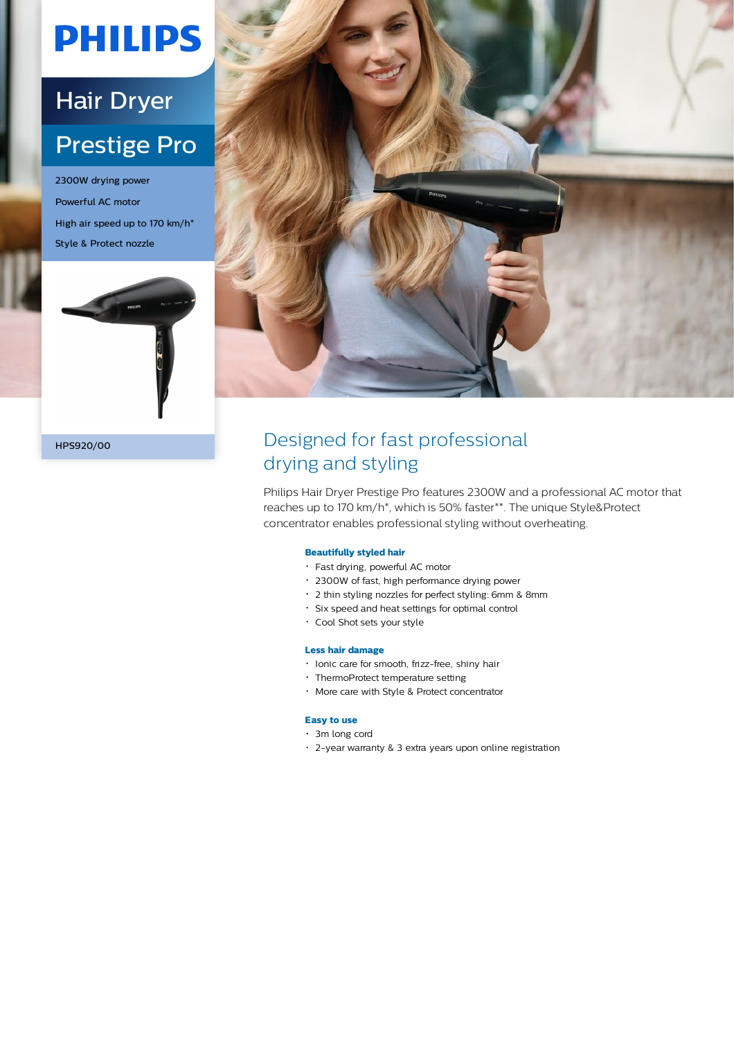PHILIPS

# Hair Dryer

## Prestige Pro

2300W drying power

Powerful AC motor

High air speed up to 170 km/h*

Style & Protect nozzle

HPS920/00

## Designed for fast professional drying and styling

Philips Hair Dryer Prestige Pro features 2300W and a professional AC motor that reaches up to 170 km/h*, which is 50% faster**. The unique Style&Protect concentrator enables professional styling without overheating.

**Beautifully styled hair**

- Fast drying, powerful AC motor
- 2300W of fast, high performance drying power
- 2 thin styling nozzles for perfect styling: 6mm & 8mm
- Six speed and heat settings for optimal control
- Cool Shot sets your style

**Less hair damage**

- Ionic care for smooth, frizz-free, shiny hair
- ThermoProtect temperature setting
- More care with Style & Protect concentrator

**Easy to use**

- 3m long cord
- 2-year warranty & 3 extra years upon online registration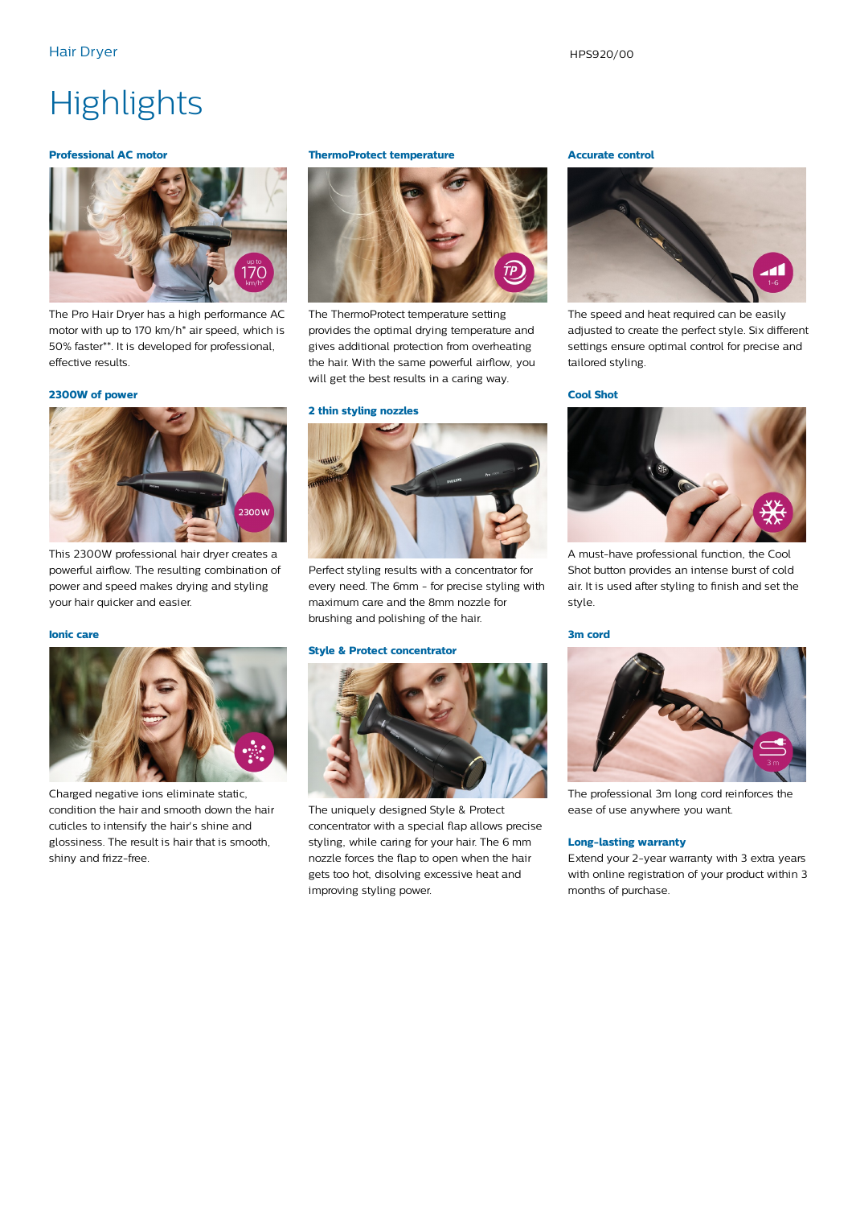# Highlights

### Professional AC motor

The Pro Hair Dryer has a high performance AC motor with up to 170 km/h* air speed, which is 50% faster**. It is developed for professional, effective results.

### 2300W of power

This 2300W professional hair dryer creates a powerful airflow. The resulting combination of power and speed makes drying and styling your hair quicker and easier.

### Ionic care

Charged negative ions eliminate static, condition the hair and smooth down the hair cuticles to intensify the hair's shine and glossiness. The result is hair that is smooth, shiny and frizz-free.

### ThermoProtect temperature

The ThermoProtect temperature setting provides the optimal drying temperature and gives additional protection from overheating the hair. With the same powerful airflow, you will get the best results in a caring way.

### 2 thin styling nozzles

Perfect styling results with a concentrator for every need. The 6mm - for precise styling with maximum care and the 8mm nozzle for brushing and polishing of the hair.

### Style & Protect concentrator

The uniquely designed Style & Protect concentrator with a special flap allows precise styling, while caring for your hair. The 6 mm nozzle forces the flap to open when the hair gets too hot, disolving excessive heat and improving styling power.

### Accurate control

The speed and heat required can be easily adjusted to create the perfect style. Six different settings ensure optimal control for precise and tailored styling.

### Cool Shot

A must-have professional function, the Cool Shot button provides an intense burst of cold air. It is used after styling to finish and set the style.

### 3m cord

The professional 3m long cord reinforces the ease of use anywhere you want.

### Long-lasting warranty

Extend your 2-year warranty with 3 extra years with online registration of your product within 3 months of purchase.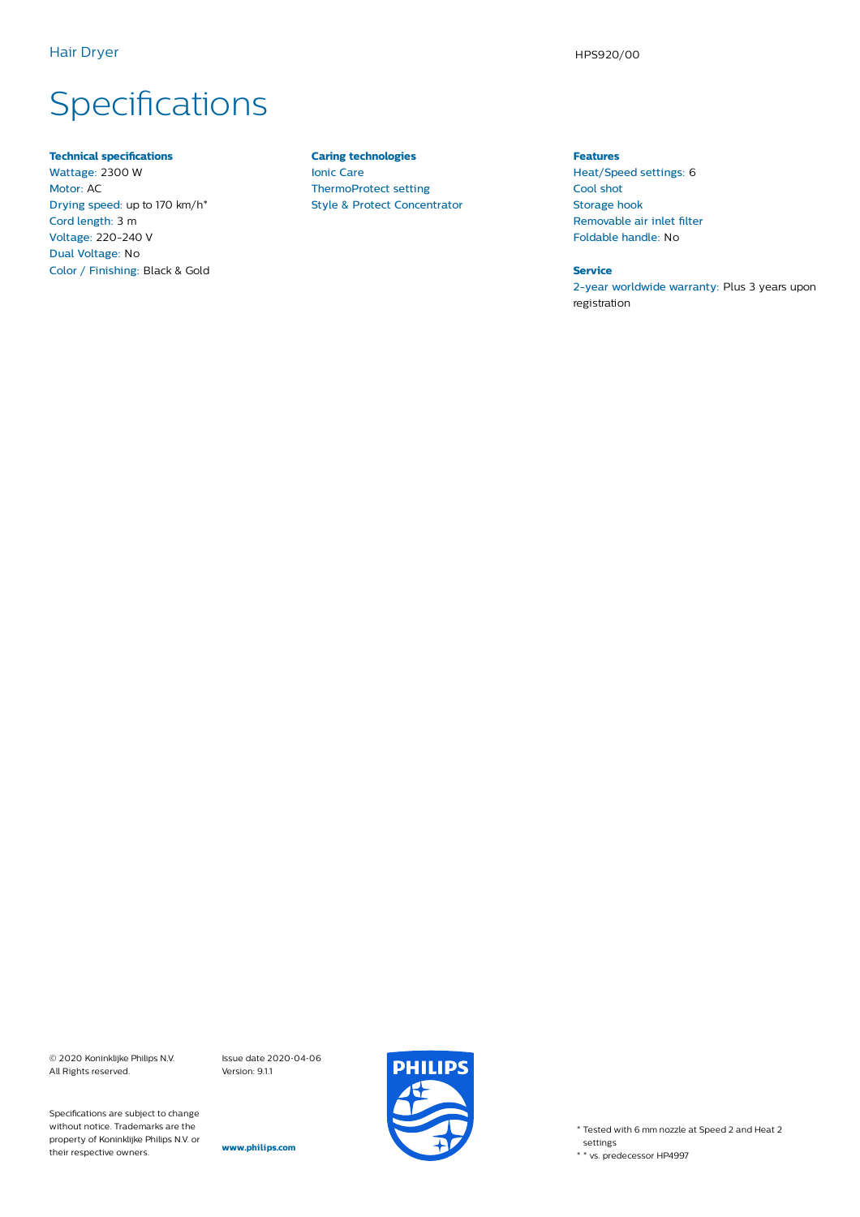Hair Dryer

HPS920/00

# Specifications

### Technical specifications

- Wattage: 2300 W
- Motor: AC
- Drying speed: up to 170 km/h*
- Cord length: 3 m
- Voltage: 220-240 V
- Dual Voltage: No
- Color / Finishing: Black & Gold

### Caring technologies

- Ionic Care
- ThermoProtect setting
- Style & Protect Concentrator

### Features

- Heat/Speed settings: 6
- Cool shot
- Storage hook
- Removable air inlet filter
- Foldable handle: No

### Service

- 2-year worldwide warranty: Plus 3 years upon registration

© 2020 Koninklijke Philips N.V.
All Rights reserved.

Specifications are subject to change without notice. Trademarks are the property of Koninklijke Philips N.V. or their respective owners.

Issue date 2020-04-06
Version: 9.1.1

**www.philips.com**

* Tested with 6 mm nozzle at Speed 2 and Heat 2 settings
* * vs. predecessor HP4997